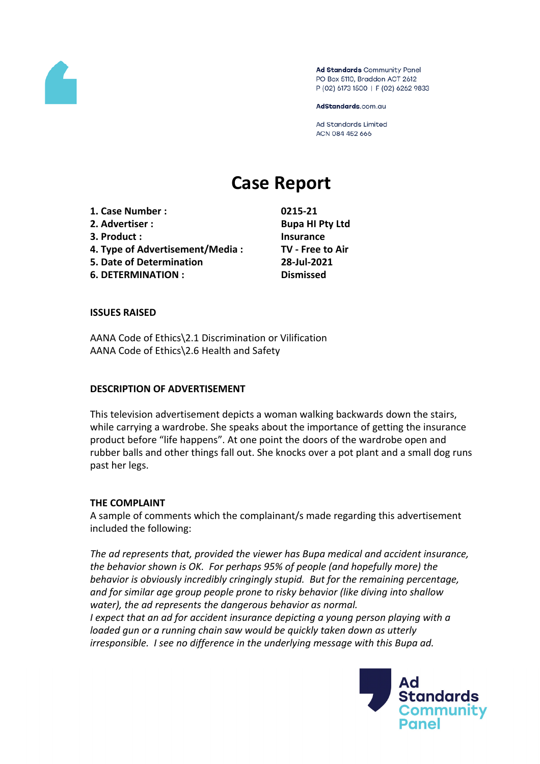Ad Standards Community Panel
PO Box 5110, Braddon ACT 2612
P (02) 6173 1500 | F (02) 6262 9833

AdStandards.com.au

Ad Standards Limited
ACN 084 452 666

# Case Report

| | |
|---|---|
| **1. Case Number :** | **0215-21** |
| **2. Advertiser :** | **Bupa HI Pty Ltd** |
| **3. Product :** | **Insurance** |
| **4. Type of Advertisement/Media :** | **TV - Free to Air** |
| **5. Date of Determination** | **28-Jul-2021** |
| **6. DETERMINATION :** | **Dismissed** |

## ISSUES RAISED

AANA Code of Ethics\2.1 Discrimination or Vilification
AANA Code of Ethics\2.6 Health and Safety

## DESCRIPTION OF ADVERTISEMENT

This television advertisement depicts a woman walking backwards down the stairs, while carrying a wardrobe. She speaks about the importance of getting the insurance product before "life happens". At one point the doors of the wardrobe open and rubber balls and other things fall out. She knocks over a pot plant and a small dog runs past her legs.

## THE COMPLAINT

A sample of comments which the complainant/s made regarding this advertisement included the following:

*The ad represents that, provided the viewer has Bupa medical and accident insurance, the behavior shown is OK. For perhaps 95% of people (and hopefully more) the behavior is obviously incredibly cringingly stupid. But for the remaining percentage, and for similar age group people prone to risky behavior (like diving into shallow water), the ad represents the dangerous behavior as normal.*
*I expect that an ad for accident insurance depicting a young person playing with a loaded gun or a running chain saw would be quickly taken down as utterly irresponsible. I see no difference in the underlying message with this Bupa ad.*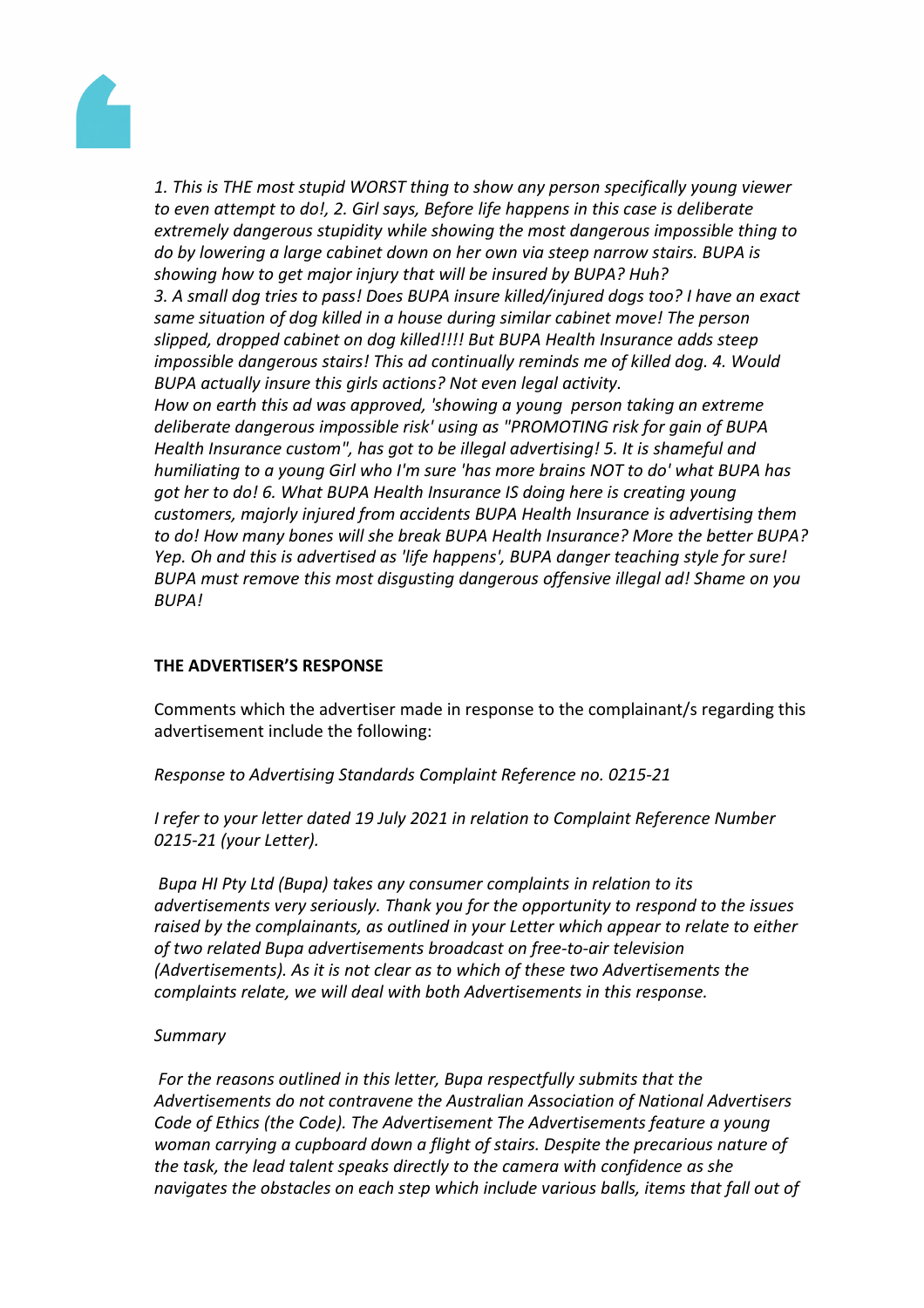*1. This is THE most stupid WORST thing to show any person specifically young viewer to even attempt to do!, 2. Girl says, Before life happens in this case is deliberate extremely dangerous stupidity while showing the most dangerous impossible thing to do by lowering a large cabinet down on her own via steep narrow stairs. BUPA is showing how to get major injury that will be insured by BUPA? Huh?*
*3. A small dog tries to pass! Does BUPA insure killed/injured dogs too? I have an exact same situation of dog killed in a house during similar cabinet move! The person slipped, dropped cabinet on dog killed!!!! But BUPA Health Insurance adds steep impossible dangerous stairs! This ad continually reminds me of killed dog. 4. Would BUPA actually insure this girls actions? Not even legal activity.*
*How on earth this ad was approved, 'showing a young person taking an extreme deliberate dangerous impossible risk' using as "PROMOTING risk for gain of BUPA Health Insurance custom", has got to be illegal advertising! 5. It is shameful and humiliating to a young Girl who I'm sure 'has more brains NOT to do' what BUPA has got her to do! 6. What BUPA Health Insurance IS doing here is creating young customers, majorly injured from accidents BUPA Health Insurance is advertising them to do! How many bones will she break BUPA Health Insurance? More the better BUPA? Yep. Oh and this is advertised as 'life happens', BUPA danger teaching style for sure! BUPA must remove this most disgusting dangerous offensive illegal ad! Shame on you BUPA!*

**THE ADVERTISER'S RESPONSE**

Comments which the advertiser made in response to the complainant/s regarding this advertisement include the following:

*Response to Advertising Standards Complaint Reference no. 0215-21*

*I refer to your letter dated 19 July 2021 in relation to Complaint Reference Number 0215-21 (your Letter).*

*Bupa HI Pty Ltd (Bupa) takes any consumer complaints in relation to its advertisements very seriously. Thank you for the opportunity to respond to the issues raised by the complainants, as outlined in your Letter which appear to relate to either of two related Bupa advertisements broadcast on free-to-air television (Advertisements). As it is not clear as to which of these two Advertisements the complaints relate, we will deal with both Advertisements in this response.*

*Summary*

*For the reasons outlined in this letter, Bupa respectfully submits that the Advertisements do not contravene the Australian Association of National Advertisers Code of Ethics (the Code). The Advertisement The Advertisements feature a young woman carrying a cupboard down a flight of stairs. Despite the precarious nature of the task, the lead talent speaks directly to the camera with confidence as she navigates the obstacles on each step which include various balls, items that fall out of*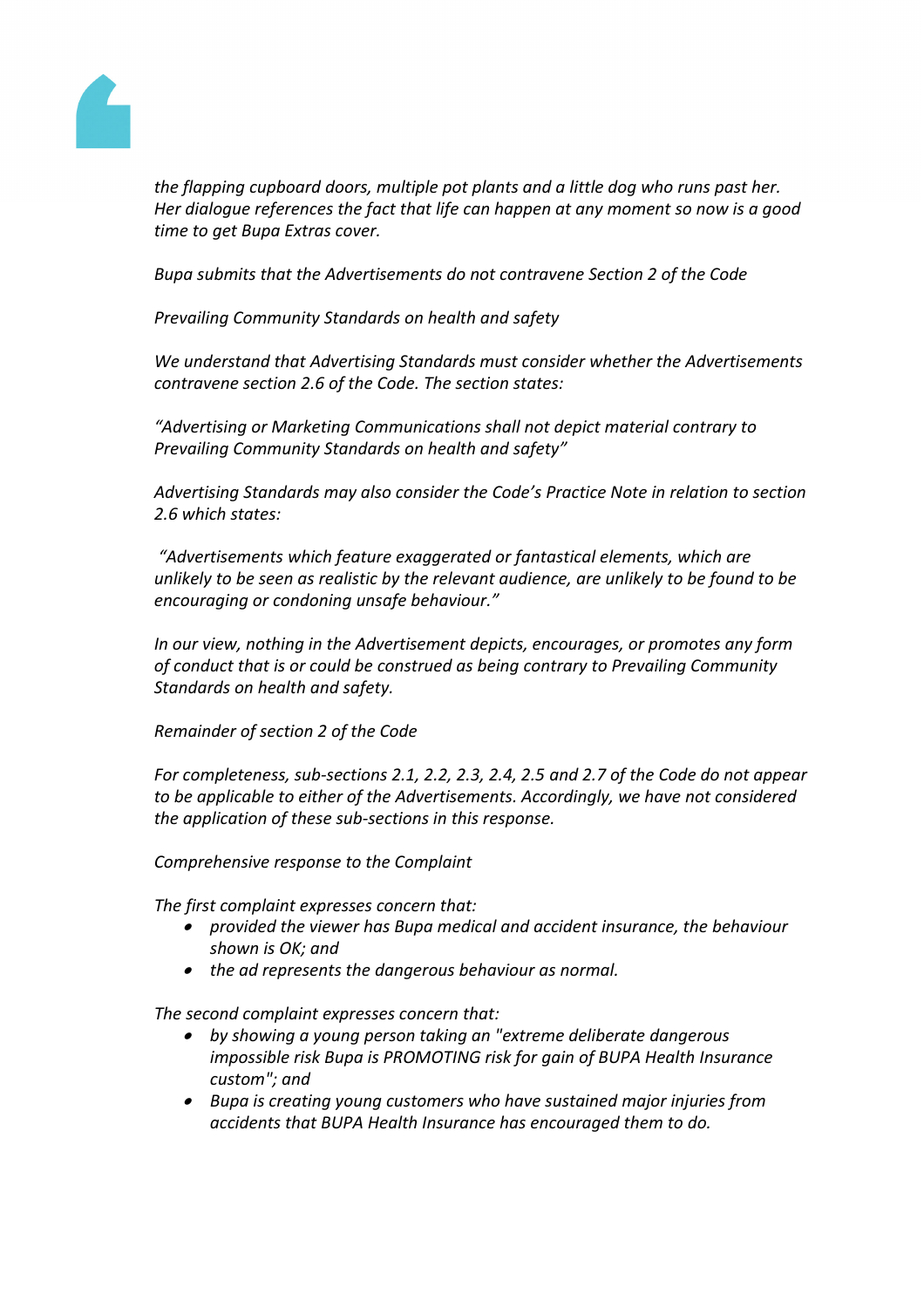*the flapping cupboard doors, multiple pot plants and a little dog who runs past her. Her dialogue references the fact that life can happen at any moment so now is a good time to get Bupa Extras cover.*

*Bupa submits that the Advertisements do not contravene Section 2 of the Code*

*Prevailing Community Standards on health and safety*

*We understand that Advertising Standards must consider whether the Advertisements contravene section 2.6 of the Code. The section states:*

*"Advertising or Marketing Communications shall not depict material contrary to Prevailing Community Standards on health and safety"*

*Advertising Standards may also consider the Code's Practice Note in relation to section 2.6 which states:*

*"Advertisements which feature exaggerated or fantastical elements, which are unlikely to be seen as realistic by the relevant audience, are unlikely to be found to be encouraging or condoning unsafe behaviour."*

*In our view, nothing in the Advertisement depicts, encourages, or promotes any form of conduct that is or could be construed as being contrary to Prevailing Community Standards on health and safety.*

*Remainder of section 2 of the Code*

*For completeness, sub-sections 2.1, 2.2, 2.3, 2.4, 2.5 and 2.7 of the Code do not appear to be applicable to either of the Advertisements. Accordingly, we have not considered the application of these sub-sections in this response.*

*Comprehensive response to the Complaint*

*The first complaint expresses concern that:*

- *provided the viewer has Bupa medical and accident insurance, the behaviour shown is OK; and*
- *the ad represents the dangerous behaviour as normal.*

*The second complaint expresses concern that:*

- *by showing a young person taking an "extreme deliberate dangerous impossible risk Bupa is PROMOTING risk for gain of BUPA Health Insurance custom"; and*
- *Bupa is creating young customers who have sustained major injuries from accidents that BUPA Health Insurance has encouraged them to do.*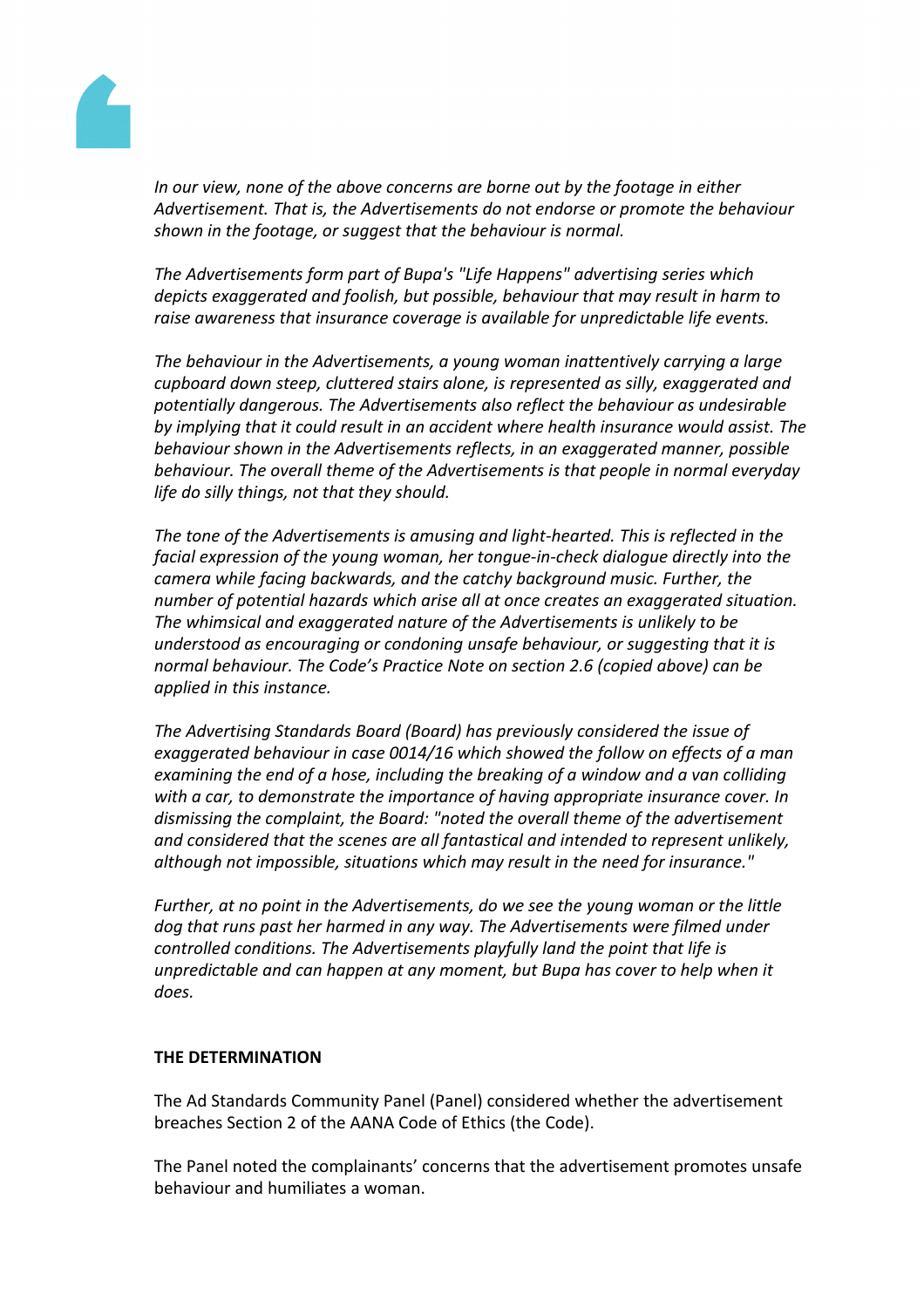*In our view, none of the above concerns are borne out by the footage in either Advertisement. That is, the Advertisements do not endorse or promote the behaviour shown in the footage, or suggest that the behaviour is normal.*

*The Advertisements form part of Bupa's "Life Happens" advertising series which depicts exaggerated and foolish, but possible, behaviour that may result in harm to raise awareness that insurance coverage is available for unpredictable life events.*

*The behaviour in the Advertisements, a young woman inattentively carrying a large cupboard down steep, cluttered stairs alone, is represented as silly, exaggerated and potentially dangerous. The Advertisements also reflect the behaviour as undesirable by implying that it could result in an accident where health insurance would assist. The behaviour shown in the Advertisements reflects, in an exaggerated manner, possible behaviour. The overall theme of the Advertisements is that people in normal everyday life do silly things, not that they should.*

*The tone of the Advertisements is amusing and light-hearted. This is reflected in the facial expression of the young woman, her tongue-in-check dialogue directly into the camera while facing backwards, and the catchy background music. Further, the number of potential hazards which arise all at once creates an exaggerated situation. The whimsical and exaggerated nature of the Advertisements is unlikely to be understood as encouraging or condoning unsafe behaviour, or suggesting that it is normal behaviour. The Code's Practice Note on section 2.6 (copied above) can be applied in this instance.*

*The Advertising Standards Board (Board) has previously considered the issue of exaggerated behaviour in case 0014/16 which showed the follow on effects of a man examining the end of a hose, including the breaking of a window and a van colliding with a car, to demonstrate the importance of having appropriate insurance cover. In dismissing the complaint, the Board: "noted the overall theme of the advertisement and considered that the scenes are all fantastical and intended to represent unlikely, although not impossible, situations which may result in the need for insurance."*

*Further, at no point in the Advertisements, do we see the young woman or the little dog that runs past her harmed in any way. The Advertisements were filmed under controlled conditions. The Advertisements playfully land the point that life is unpredictable and can happen at any moment, but Bupa has cover to help when it does.*

**THE DETERMINATION**

The Ad Standards Community Panel (Panel) considered whether the advertisement breaches Section 2 of the AANA Code of Ethics (the Code).

The Panel noted the complainants' concerns that the advertisement promotes unsafe behaviour and humiliates a woman.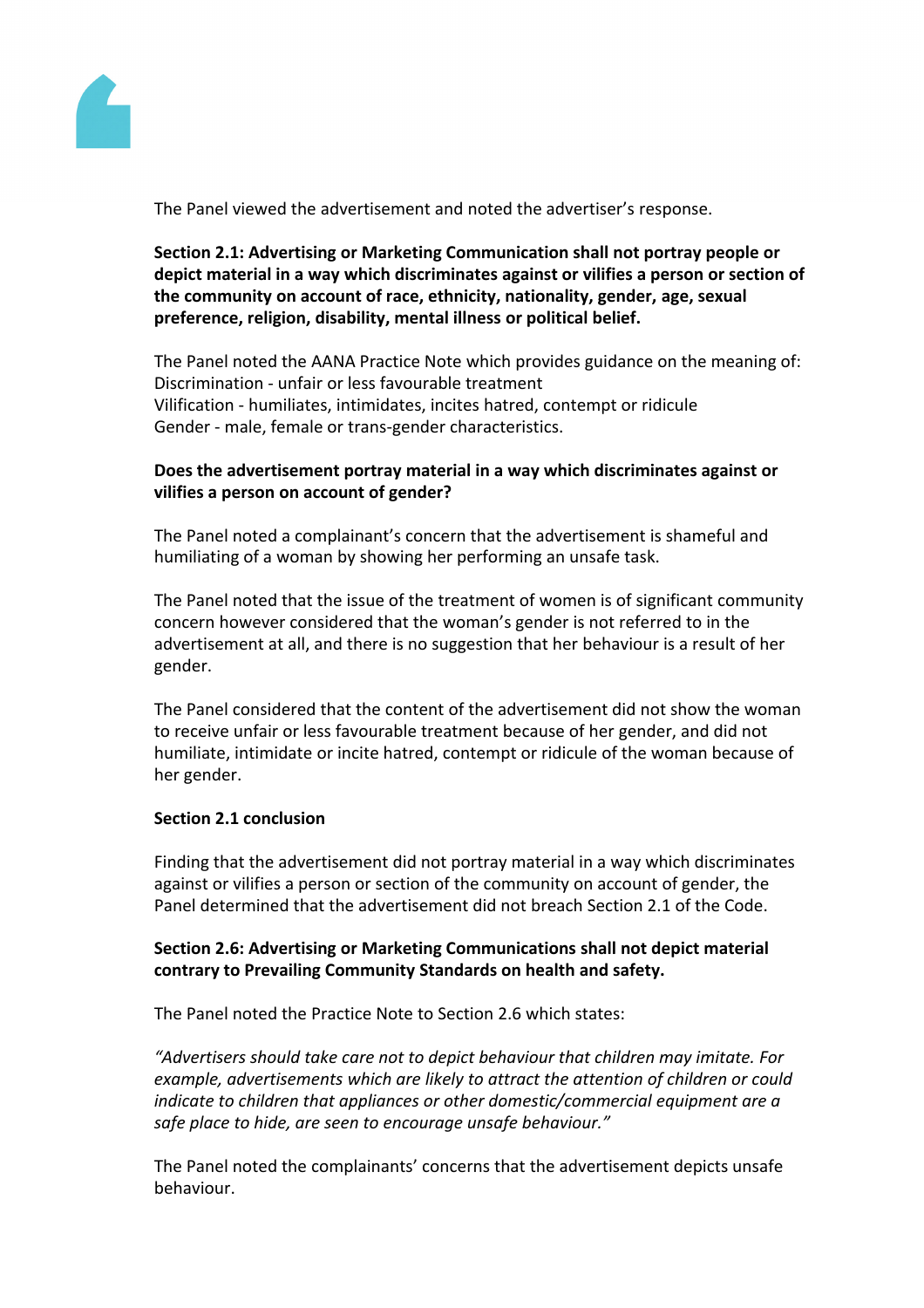The Panel viewed the advertisement and noted the advertiser's response.

**Section 2.1: Advertising or Marketing Communication shall not portray people or depict material in a way which discriminates against or vilifies a person or section of the community on account of race, ethnicity, nationality, gender, age, sexual preference, religion, disability, mental illness or political belief.**

The Panel noted the AANA Practice Note which provides guidance on the meaning of:
Discrimination - unfair or less favourable treatment
Vilification - humiliates, intimidates, incites hatred, contempt or ridicule
Gender - male, female or trans-gender characteristics.

**Does the advertisement portray material in a way which discriminates against or vilifies a person on account of gender?**

The Panel noted a complainant's concern that the advertisement is shameful and humiliating of a woman by showing her performing an unsafe task.

The Panel noted that the issue of the treatment of women is of significant community concern however considered that the woman's gender is not referred to in the advertisement at all, and there is no suggestion that her behaviour is a result of her gender.

The Panel considered that the content of the advertisement did not show the woman to receive unfair or less favourable treatment because of her gender, and did not humiliate, intimidate or incite hatred, contempt or ridicule of the woman because of her gender.

**Section 2.1 conclusion**

Finding that the advertisement did not portray material in a way which discriminates against or vilifies a person or section of the community on account of gender, the Panel determined that the advertisement did not breach Section 2.1 of the Code.

**Section 2.6: Advertising or Marketing Communications shall not depict material contrary to Prevailing Community Standards on health and safety.**

The Panel noted the Practice Note to Section 2.6 which states:

*"Advertisers should take care not to depict behaviour that children may imitate. For example, advertisements which are likely to attract the attention of children or could indicate to children that appliances or other domestic/commercial equipment are a safe place to hide, are seen to encourage unsafe behaviour."*

The Panel noted the complainants' concerns that the advertisement depicts unsafe behaviour.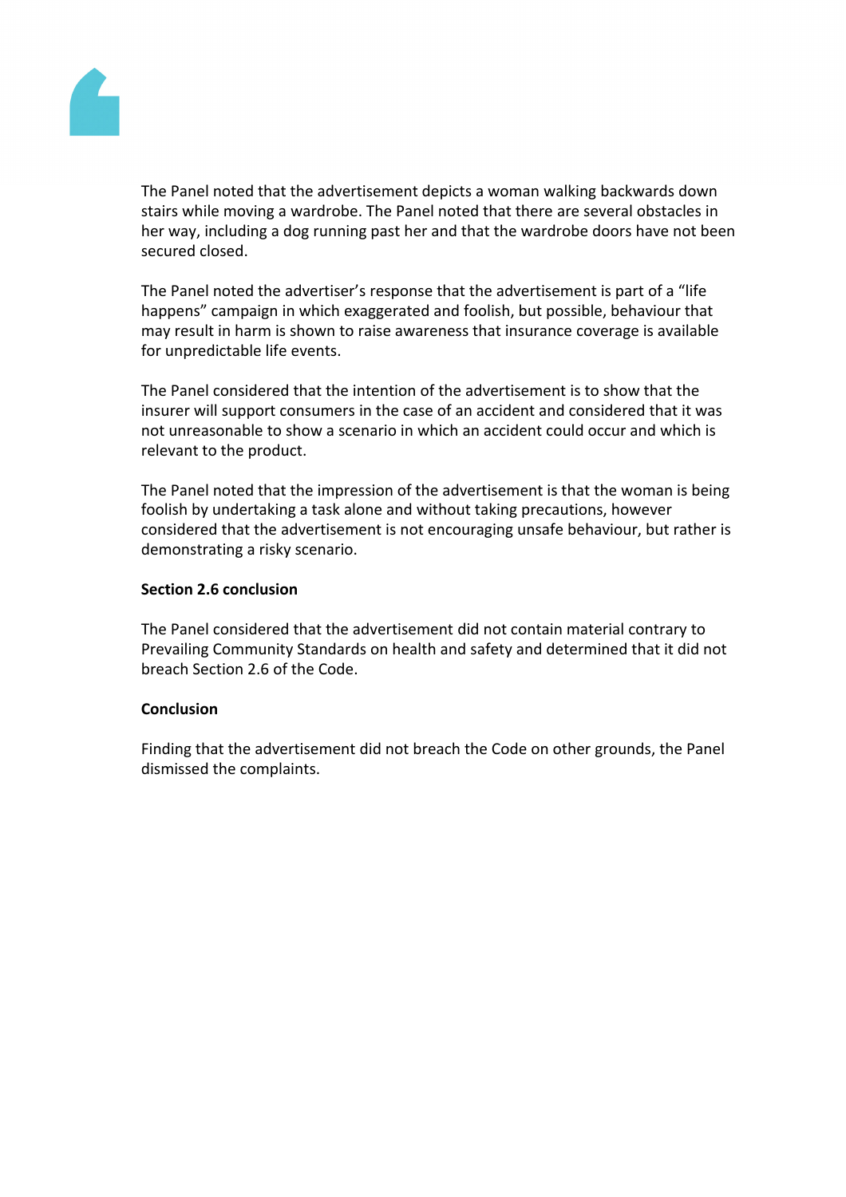The Panel noted that the advertisement depicts a woman walking backwards down stairs while moving a wardrobe. The Panel noted that there are several obstacles in her way, including a dog running past her and that the wardrobe doors have not been secured closed.

The Panel noted the advertiser's response that the advertisement is part of a "life happens" campaign in which exaggerated and foolish, but possible, behaviour that may result in harm is shown to raise awareness that insurance coverage is available for unpredictable life events.

The Panel considered that the intention of the advertisement is to show that the insurer will support consumers in the case of an accident and considered that it was not unreasonable to show a scenario in which an accident could occur and which is relevant to the product.

The Panel noted that the impression of the advertisement is that the woman is being foolish by undertaking a task alone and without taking precautions, however considered that the advertisement is not encouraging unsafe behaviour, but rather is demonstrating a risky scenario.

**Section 2.6 conclusion**

The Panel considered that the advertisement did not contain material contrary to Prevailing Community Standards on health and safety and determined that it did not breach Section 2.6 of the Code.

**Conclusion**

Finding that the advertisement did not breach the Code on other grounds, the Panel dismissed the complaints.